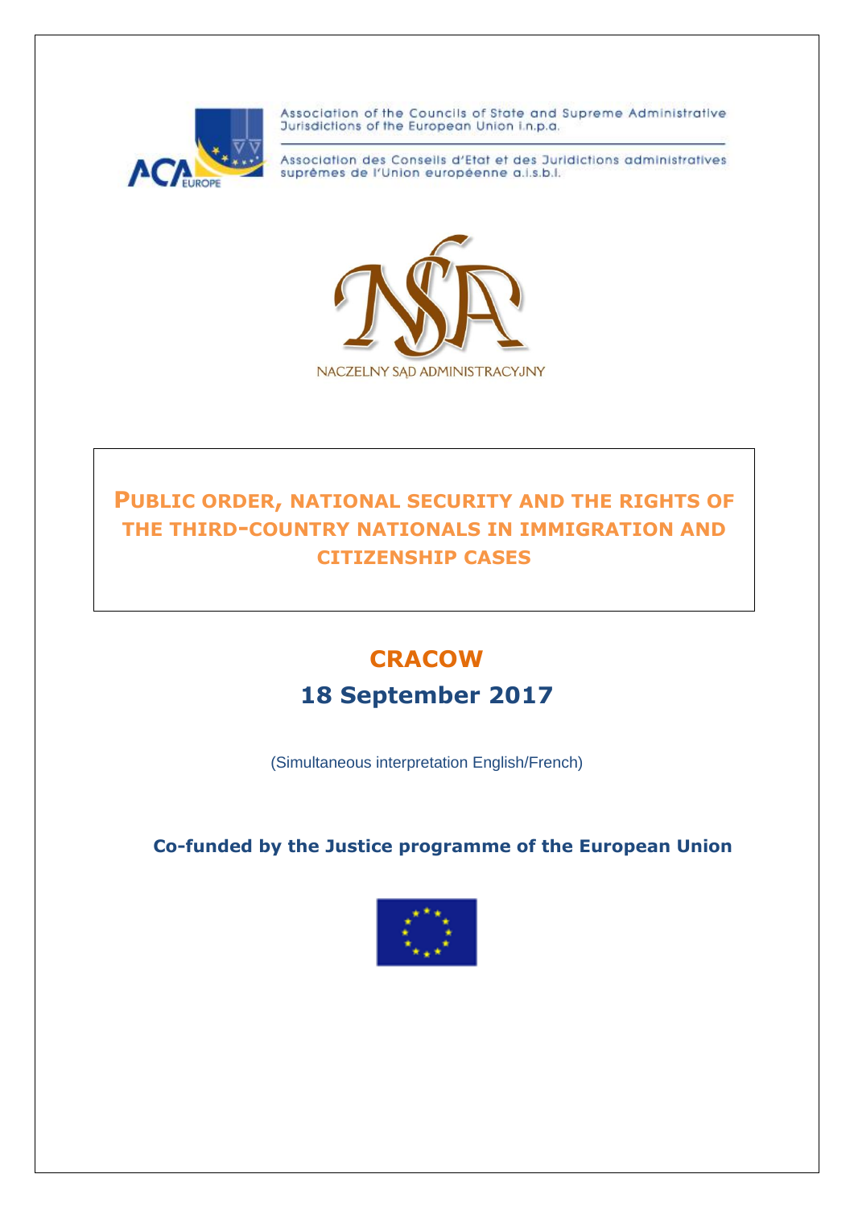Association of the Councils of State and Supreme Administrative Jurisdictions of the European Union i.n.p.a.

Association des Conseils d'Etat et des Juridictions administratives suprêmes de l'Union européenne a.i.s.b.l.

NACZELNY SĄD ADMINISTRACYJNY

# PUBLIC ORDER, NATIONAL SECURITY AND THE RIGHTS OF THE THIRD-COUNTRY NATIONALS IN IMMIGRATION AND CITIZENSHIP CASES

## CRACOW

## 18 September 2017

(Simultaneous interpretation English/French)

**Co-funded by the Justice programme of the European Union**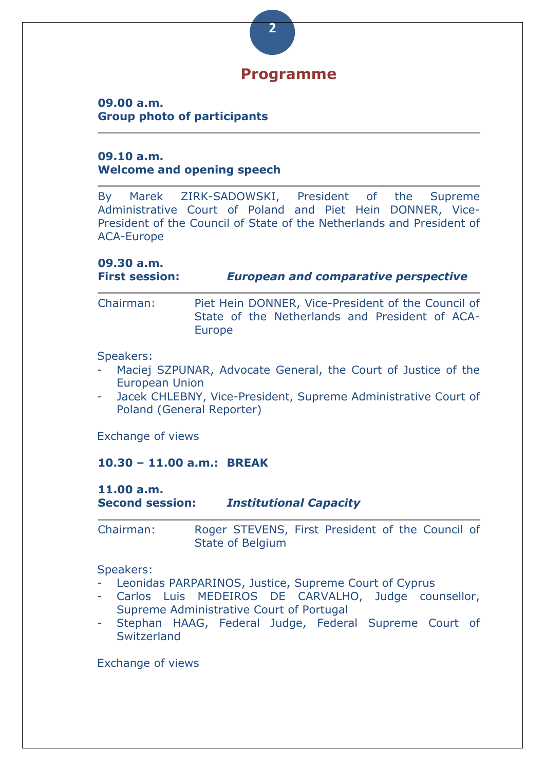# Programme

**09.00 a.m.**
**Group photo of participants**

---

**09.10 a.m.**
**Welcome and opening speech**

---

By Marek ZIRK-SADOWSKI, President of the Supreme Administrative Court of Poland and Piet Hein DONNER, Vice-President of the Council of State of the Netherlands and President of ACA-Europe

**09.30 a.m.**
**First session:** ***European and comparative perspective***

---

Chairman: Piet Hein DONNER, Vice-President of the Council of State of the Netherlands and President of ACA-Europe

Speakers:
- Maciej SZPUNAR, Advocate General, the Court of Justice of the European Union
- Jacek CHLEBNY, Vice-President, Supreme Administrative Court of Poland (General Reporter)

Exchange of views

**10.30 – 11.00 a.m.: BREAK**

**11.00 a.m.**
**Second session:** ***Institutional Capacity***

---

Chairman: Roger STEVENS, First President of the Council of State of Belgium

Speakers:
- Leonidas PARPARINOS, Justice, Supreme Court of Cyprus
- Carlos Luis MEDEIROS DE CARVALHO, Judge counsellor, Supreme Administrative Court of Portugal
- Stephan HAAG, Federal Judge, Federal Supreme Court of Switzerland

Exchange of views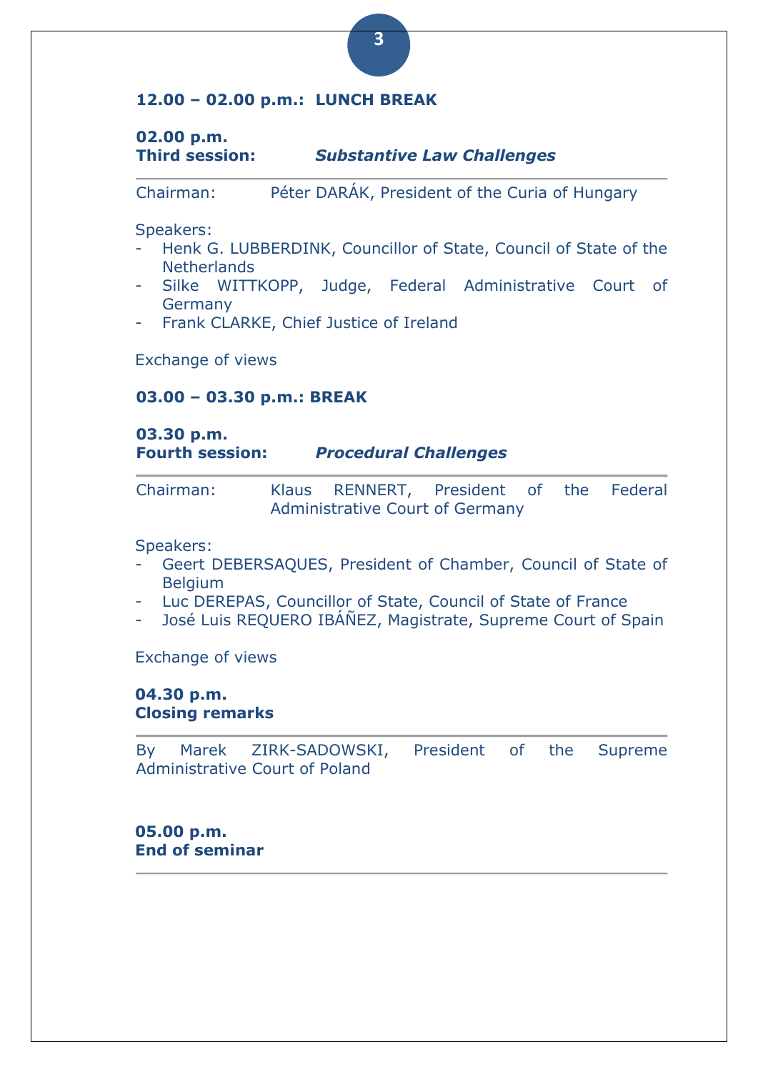**12.00 – 02.00 p.m.: LUNCH BREAK**

**02.00 p.m.**
**Third session:** ***Substantive Law Challenges***

---

Chairman: Péter DARÁK, President of the Curia of Hungary

Speakers:

- Henk G. LUBBERDINK, Councillor of State, Council of State of the Netherlands
- Silke WITTKOPP, Judge, Federal Administrative Court of Germany
- Frank CLARKE, Chief Justice of Ireland

Exchange of views

**03.00 – 03.30 p.m.: BREAK**

**03.30 p.m.**
**Fourth session:** ***Procedural Challenges***

---

Chairman: Klaus RENNERT, President of the Federal Administrative Court of Germany

Speakers:

- Geert DEBERSAQUES, President of Chamber, Council of State of Belgium
- Luc DEREPAS, Councillor of State, Council of State of France
- José Luis REQUERO IBÁÑEZ, Magistrate, Supreme Court of Spain

Exchange of views

**04.30 p.m.**
**Closing remarks**

---

By Marek ZIRK-SADOWSKI, President of the Supreme Administrative Court of Poland

**05.00 p.m.**
**End of seminar**

---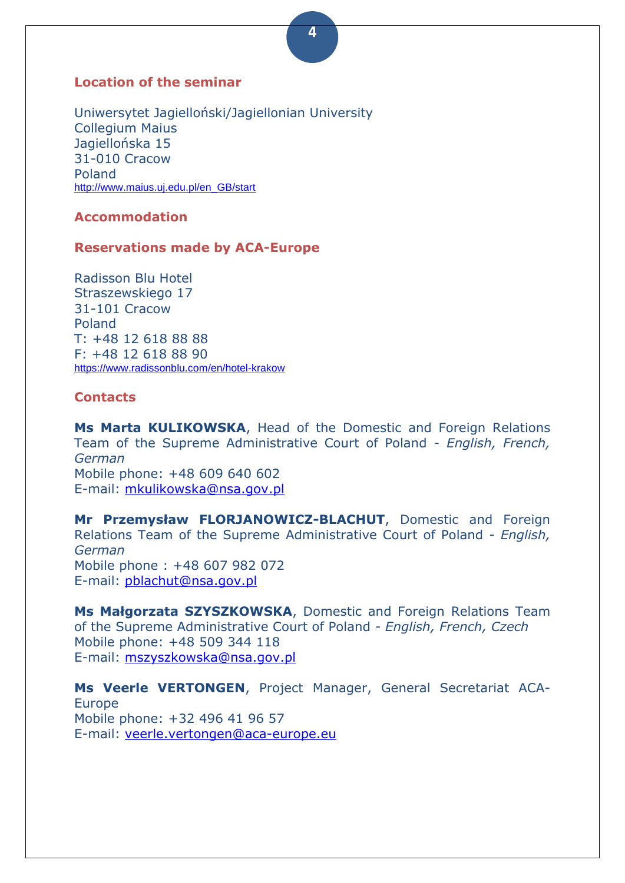## Location of the seminar

Uniwersytet Jagielloński/Jagiellonian University
Collegium Maius
Jagiellońska 15
31-010 Cracow
Poland
http://www.maius.uj.edu.pl/en_GB/start

## Accommodation

## Reservations made by ACA-Europe

Radisson Blu Hotel
Straszewskiego 17
31-101 Cracow
Poland
T: +48 12 618 88 88
F: +48 12 618 88 90
https://www.radissonblu.com/en/hotel-krakow

## Contacts

**Ms Marta KULIKOWSKA**, Head of the Domestic and Foreign Relations Team of the Supreme Administrative Court of Poland - *English, French, German*
Mobile phone: +48 609 640 602
E-mail: mkulikowska@nsa.gov.pl

**Mr Przemysław FLORJANOWICZ-BLACHUT**, Domestic and Foreign Relations Team of the Supreme Administrative Court of Poland - *English, German*
Mobile phone : +48 607 982 072
E-mail: pblachut@nsa.gov.pl

**Ms Małgorzata SZYSZKOWSKA**, Domestic and Foreign Relations Team of the Supreme Administrative Court of Poland - *English, French, Czech*
Mobile phone: +48 509 344 118
E-mail: mszyszkowska@nsa.gov.pl

**Ms Veerle VERTONGEN**, Project Manager, General Secretariat ACA-Europe
Mobile phone: +32 496 41 96 57
E-mail: veerle.vertongen@aca-europe.eu